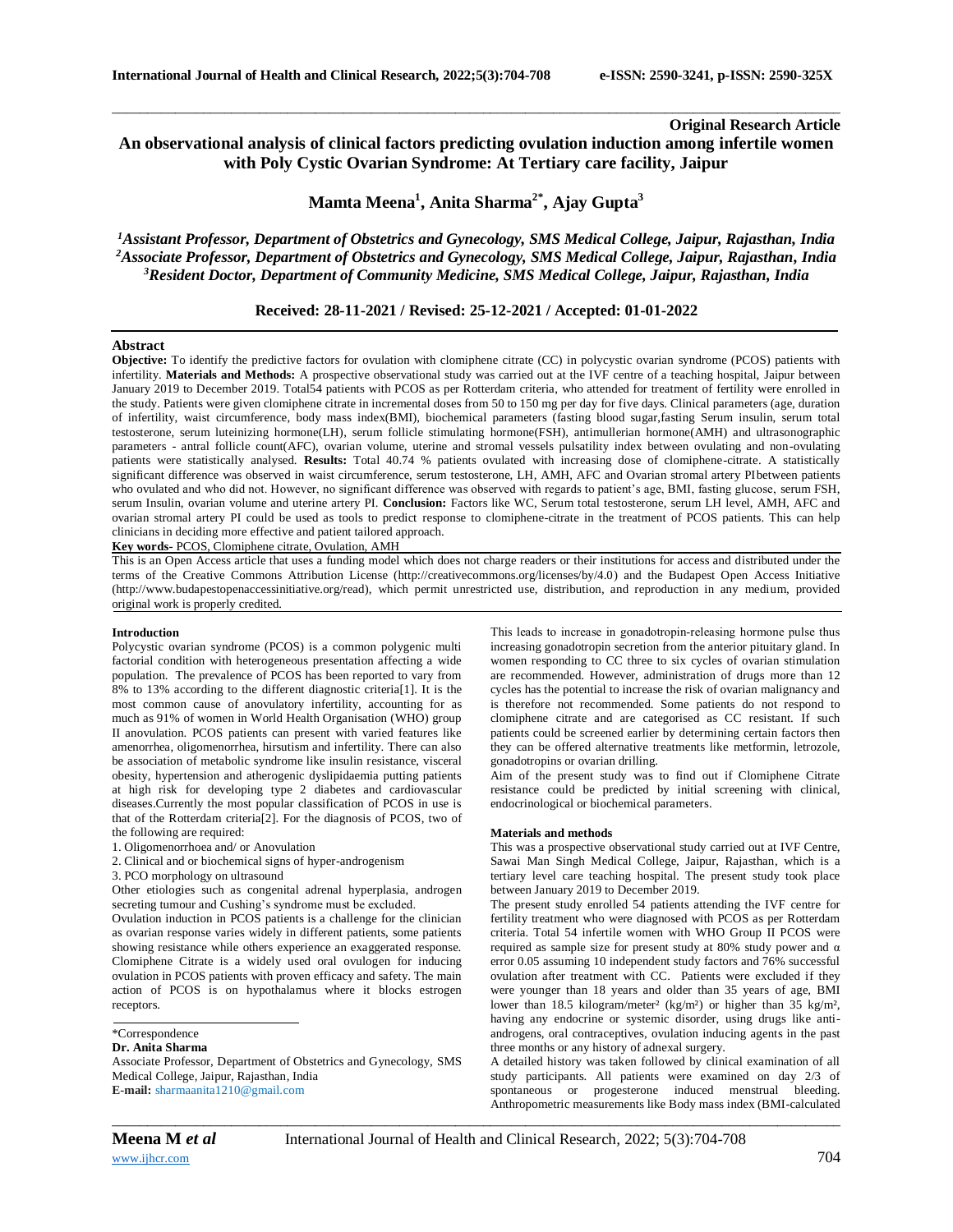**Original Research Article**

# An observational analysis of clinical factors predicting ovulation induction among infertile women with Poly Cystic Ovarian Syndrome: At Tertiary care facility, Jaipur

**Mamta Meena[1], Anita Sharma[2*], Ajay Gupta[3]**

*[1]Assistant Professor, Department of Obstetrics and Gynecology, SMS Medical College, Jaipur, Rajasthan, India*
*[2]Associate Professor, Department of Obstetrics and Gynecology, SMS Medical College, Jaipur, Rajasthan, India*
*[3]Resident Doctor, Department of Community Medicine, SMS Medical College, Jaipur, Rajasthan, India*

**Received: 28-11-2021 / Revised: 25-12-2021 / Accepted: 01-01-2022**

## Abstract

**Objective:** To identify the predictive factors for ovulation with clomiphene citrate (CC) in polycystic ovarian syndrome (PCOS) patients with infertility. **Materials and Methods:** A prospective observational study was carried out at the IVF centre of a teaching hospital, Jaipur between January 2019 to December 2019. Total54 patients with PCOS as per Rotterdam criteria, who attended for treatment of fertility were enrolled in the study. Patients were given clomiphene citrate in incremental doses from 50 to 150 mg per day for five days. Clinical parameters (age, duration of infertility, waist circumference, body mass index(BMI), biochemical parameters (fasting blood sugar,fasting Serum insulin, serum total testosterone, serum luteinizing hormone(LH), serum follicle stimulating hormone(FSH), antimullerian hormone(AMH) and ultrasonographic parameters - antral follicle count(AFC), ovarian volume, uterine and stromal vessels pulsatility index between ovulating and non-ovulating patients were statistically analysed. **Results:** Total 40.74 % patients ovulated with increasing dose of clomiphene-citrate. A statistically significant difference was observed in waist circumference, serum testosterone, LH, AMH, AFC and Ovarian stromal artery PIbetween patients who ovulated and who did not. However, no significant difference was observed with regards to patient's age, BMI, fasting glucose, serum FSH, serum Insulin, ovarian volume and uterine artery PI. **Conclusion:** Factors like WC, Serum total testosterone, serum LH level, AMH, AFC and ovarian stromal artery PI could be used as tools to predict response to clomiphene-citrate in the treatment of PCOS patients. This can help clinicians in deciding more effective and patient tailored approach.

**Key words-** PCOS, Clomiphene citrate, Ovulation, AMH

This is an Open Access article that uses a funding model which does not charge readers or their institutions for access and distributed under the terms of the Creative Commons Attribution License (http://creativecommons.org/licenses/by/4.0) and the Budapest Open Access Initiative (http://www.budapestopenaccessinitiative.org/read), which permit unrestricted use, distribution, and reproduction in any medium, provided original work is properly credited.

## Introduction

Polycystic ovarian syndrome (PCOS) is a common polygenic multi factorial condition with heterogeneous presentation affecting a wide population. The prevalence of PCOS has been reported to vary from 8% to 13% according to the different diagnostic criteria[1]. It is the most common cause of anovulatory infertility, accounting for as much as 91% of women in World Health Organisation (WHO) group II anovulation. PCOS patients can present with varied features like amenorrhea, oligomenorrhea, hirsutism and infertility. There can also be association of metabolic syndrome like insulin resistance, visceral obesity, hypertension and atherogenic dyslipidaemia putting patients at high risk for developing type 2 diabetes and cardiovascular diseases.Currently the most popular classification of PCOS in use is that of the Rotterdam criteria[2]. For the diagnosis of PCOS, two of the following are required:

1. Oligomenorrhoea and/ or Anovulation
2. Clinical and or biochemical signs of hyper-androgenism
3. PCO morphology on ultrasound

Other etiologies such as congenital adrenal hyperplasia, androgen secreting tumour and Cushing's syndrome must be excluded.

Ovulation induction in PCOS patients is a challenge for the clinician as ovarian response varies widely in different patients, some patients showing resistance while others experience an exaggerated response. Clomiphene Citrate is a widely used oral ovulogen for inducing ovulation in PCOS patients with proven efficacy and safety. The main action of PCOS is on hypothalamus where it blocks estrogen receptors.

This leads to increase in gonadotropin-releasing hormone pulse thus increasing gonadotropin secretion from the anterior pituitary gland. In women responding to CC three to six cycles of ovarian stimulation are recommended. However, administration of drugs more than 12 cycles has the potential to increase the risk of ovarian malignancy and is therefore not recommended. Some patients do not respond to clomiphene citrate and are categorised as CC resistant. If such patients could be screened earlier by determining certain factors then they can be offered alternative treatments like metformin, letrozole, gonadotropins or ovarian drilling.

Aim of the present study was to find out if Clomiphene Citrate resistance could be predicted by initial screening with clinical, endocrinological or biochemical parameters.

## Materials and methods

This was a prospective observational study carried out at IVF Centre, Sawai Man Singh Medical College, Jaipur, Rajasthan, which is a tertiary level care teaching hospital. The present study took place between January 2019 to December 2019.

The present study enrolled 54 patients attending the IVF centre for fertility treatment who were diagnosed with PCOS as per Rotterdam criteria. Total 54 infertile women with WHO Group II PCOS were required as sample size for present study at 80% study power and $\alpha$ error 0.05 assuming 10 independent study factors and 76% successful ovulation after treatment with CC. Patients were excluded if they were younger than 18 years and older than 35 years of age, BMI lower than 18.5 kilogram/meter² (kg/m²) or higher than 35 kg/m², having any endocrine or systemic disorder, using drugs like anti-androgens, oral contraceptives, ovulation inducing agents in the past three months or any history of adnexal surgery.

A detailed history was taken followed by clinical examination of all study participants. All patients were examined on day 2/3 of spontaneous or progesterone induced menstrual bleeding. Anthropometric measurements like Body mass index (BMI-calculated

\*Correspondence
**Dr. Anita Sharma**
Associate Professor, Department of Obstetrics and Gynecology, SMS Medical College, Jaipur, Rajasthan, India
**E-mail:** sharmaanita1210@gmail.com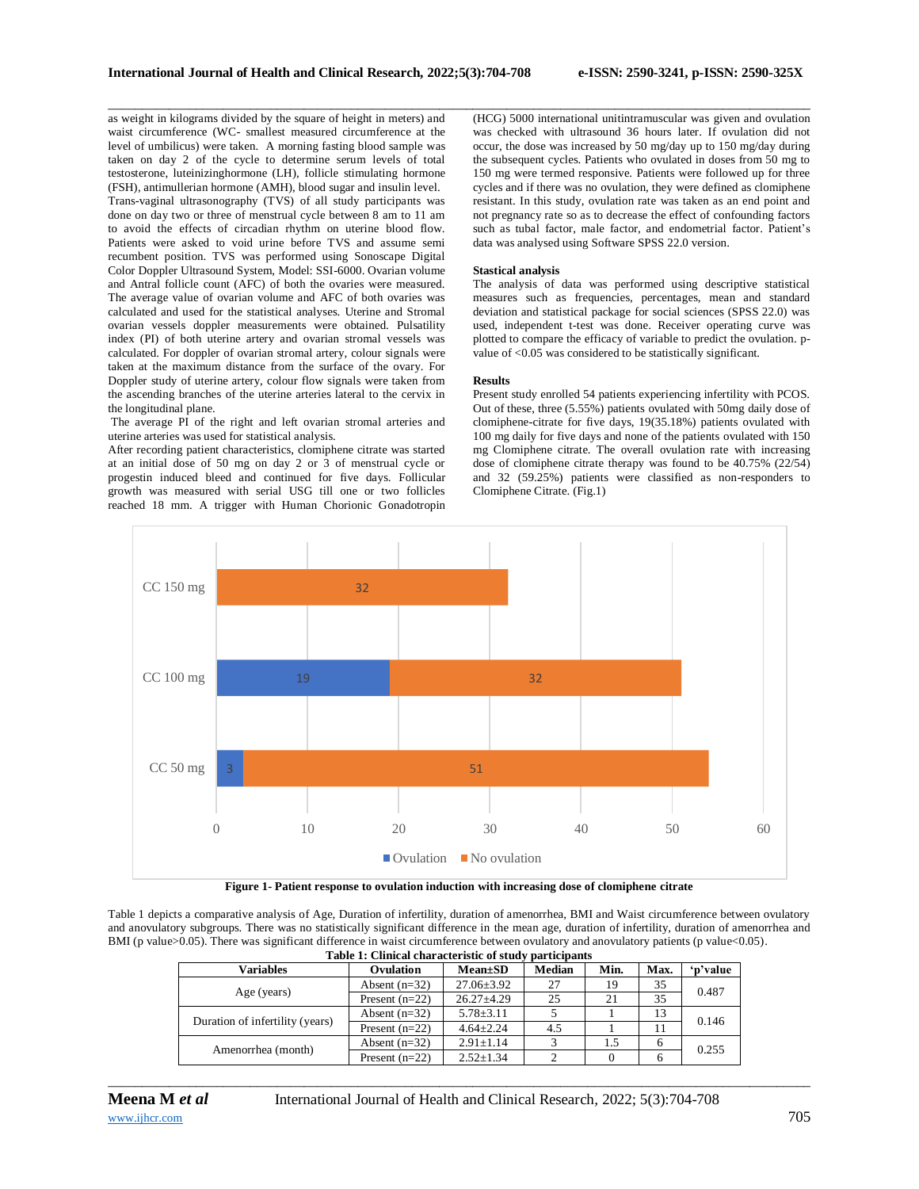as weight in kilograms divided by the square of height in meters) and waist circumference (WC- smallest measured circumference at the level of umbilicus) were taken. A morning fasting blood sample was taken on day 2 of the cycle to determine serum levels of total testosterone, luteinizinghormone (LH), follicle stimulating hormone (FSH), antimullerian hormone (AMH), blood sugar and insulin level. Trans-vaginal ultrasonography (TVS) of all study participants was done on day two or three of menstrual cycle between 8 am to 11 am to avoid the effects of circadian rhythm on uterine blood flow. Patients were asked to void urine before TVS and assume semi recumbent position. TVS was performed using Sonoscape Digital Color Doppler Ultrasound System, Model: SSI-6000. Ovarian volume and Antral follicle count (AFC) of both the ovaries were measured. The average value of ovarian volume and AFC of both ovaries was calculated and used for the statistical analyses. Uterine and Stromal ovarian vessels doppler measurements were obtained. Pulsatility index (PI) of both uterine artery and ovarian stromal vessels was calculated. For doppler of ovarian stromal artery, colour signals were taken at the maximum distance from the surface of the ovary. For Doppler study of uterine artery, colour flow signals were taken from the ascending branches of the uterine arteries lateral to the cervix in the longitudinal plane.

The average PI of the right and left ovarian stromal arteries and uterine arteries was used for statistical analysis.

After recording patient characteristics, clomiphene citrate was started at an initial dose of 50 mg on day 2 or 3 of menstrual cycle or progestin induced bleed and continued for five days. Follicular growth was measured with serial USG till one or two follicles reached 18 mm. A trigger with Human Chorionic Gonadotropin (HCG) 5000 international unitintramuscular was given and ovulation was checked with ultrasound 36 hours later. If ovulation did not occur, the dose was increased by 50 mg/day up to 150 mg/day during the subsequent cycles. Patients who ovulated in doses from 50 mg to 150 mg were termed responsive. Patients were followed up for three cycles and if there was no ovulation, they were defined as clomiphene resistant. In this study, ovulation rate was taken as an end point and not pregnancy rate so as to decrease the effect of confounding factors such as tubal factor, male factor, and endometrial factor. Patient's data was analysed using Software SPSS 22.0 version.

### Stastical analysis

The analysis of data was performed using descriptive statistical measures such as frequencies, percentages, mean and standard deviation and statistical package for social sciences (SPSS 22.0) was used, independent t-test was done. Receiver operating curve was plotted to compare the efficacy of variable to predict the ovulation. p-value of <0.05 was considered to be statistically significant.

### Results

Present study enrolled 54 patients experiencing infertility with PCOS. Out of these, three (5.55%) patients ovulated with 50mg daily dose of clomiphene-citrate for five days, 19(35.18%) patients ovulated with 100 mg daily for five days and none of the patients ovulated with 150 mg Clomiphene citrate. The overall ovulation rate with increasing dose of clomiphene citrate therapy was found to be 40.75% (22/54) and 32 (59.25%) patients were classified as non-responders to Clomiphene Citrate. (Fig.1)

| Dose | Ovulation | No ovulation |
|---|---|---|
| CC 150 mg | | 32 |
| CC 100 mg | 19 | 32 |
| CC 50 mg | 3 | 51 |

**Figure 1- Patient response to ovulation induction with increasing dose of clomiphene citrate**

Table 1 depicts a comparative analysis of Age, Duration of infertility, duration of amenorrhea, BMI and Waist circumference between ovulatory and anovulatory subgroups. There was no statistically significant difference in the mean age, duration of infertility, duration of amenorrhea and BMI (p value>0.05). There was significant difference in waist circumference between ovulatory and anovulatory patients (p value<0.05).

**Table 1: Clinical characteristic of study participants**

| Variables | Ovulation | Mean±SD | Median | Min. | Max. | 'p'value |
|---|---|---|---|---|---|---|
| Age (years) | Absent (n=32) | 27.06±3.92 | 27 | 19 | 35 | 0.487 |
| | Present (n=22) | 26.27±4.29 | 25 | 21 | 35 | |
| Duration of infertility (years) | Absent (n=32) | 5.78±3.11 | 5 | 1 | 13 | 0.146 |
| | Present (n=22) | 4.64±2.24 | 4.5 | 1 | 11 | |
| Amenorrhea (month) | Absent (n=32) | 2.91±1.14 | 3 | 1.5 | 6 | 0.255 |
| | Present (n=22) | 2.52±1.34 | 2 | 0 | 6 | |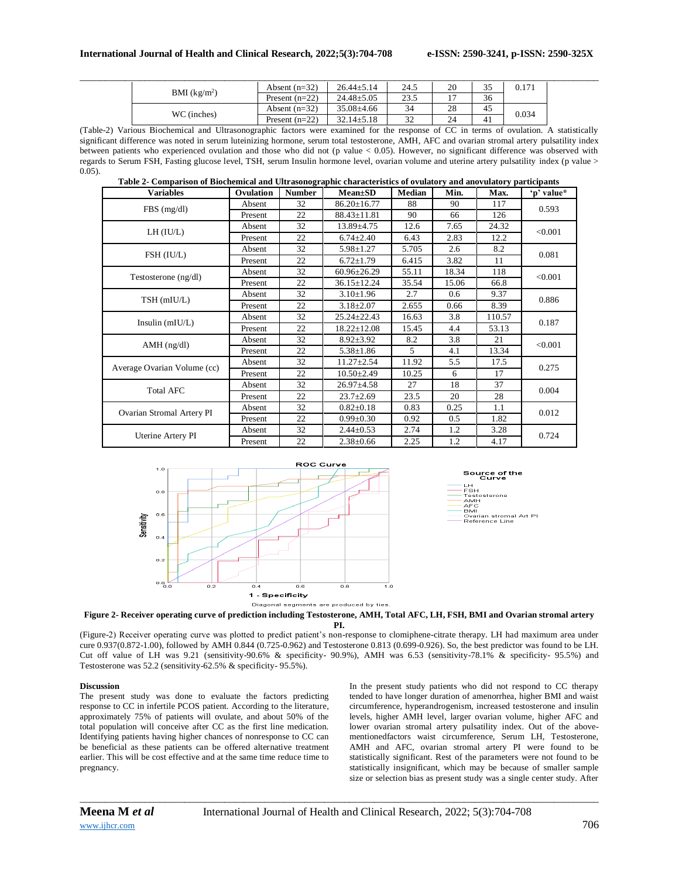| | | | | | | |
|---|---|---|---|---|---|---|
| BMI ($kg/m^2$) | Absent (n=32) | 26.44±5.14 | 24.5 | 20 | 35 | 0.171 |
| | Present (n=22) | 24.48±5.05 | 23.5 | 17 | 36 | |
| WC (inches) | Absent (n=32) | 35.08±4.66 | 34 | 28 | 45 | 0.034 |
| | Present (n=22) | 32.14±5.18 | 32 | 24 | 41 | |

(Table-2) Various Biochemical and Ultrasonographic factors were examined for the response of CC in terms of ovulation. A statistically significant difference was noted in serum luteinizing hormone, serum total testosterone, AMH, AFC and ovarian stromal artery pulsatility index between patients who experienced ovulation and those who did not (p value < 0.05). However, no significant difference was observed with regards to Serum FSH, Fasting glucose level, TSH, serum Insulin hormone level, ovarian volume and uterine artery pulsatility index (p value > 0.05).

**Table 2- Comparison of Biochemical and Ultrasonographic characteristics of ovulatory and anovulatory participants**

| Variables | Ovulation | Number | Mean±SD | Median | Min. | Max. | 'p' value* |
|---|---|---|---|---|---|---|---|
| FBS (mg/dl) | Absent | 32 | 86.20±16.77 | 88 | 90 | 117 | 0.593 |
| | Present | 22 | 88.43±11.81 | 90 | 66 | 126 | |
| LH (IU/L) | Absent | 32 | 13.89±4.75 | 12.6 | 7.65 | 24.32 | <0.001 |
| | Present | 22 | 6.74±2.40 | 6.43 | 2.83 | 12.2 | |
| FSH (IU/L) | Absent | 32 | 5.98±1.27 | 5.705 | 2.6 | 8.2 | 0.081 |
| | Present | 22 | 6.72±1.79 | 6.415 | 3.82 | 11 | |
| Testosterone (ng/dl) | Absent | 32 | 60.96±26.29 | 55.11 | 18.34 | 118 | <0.001 |
| | Present | 22 | 36.15±12.24 | 35.54 | 15.06 | 66.8 | |
| TSH (mIU/L) | Absent | 32 | 3.10±1.96 | 2.7 | 0.6 | 9.37 | 0.886 |
| | Present | 22 | 3.18±2.07 | 2.655 | 0.66 | 8.39 | |
| Insulin (mIU/L) | Absent | 32 | 25.24±22.43 | 16.63 | 3.8 | 110.57 | 0.187 |
| | Present | 22 | 18.22±12.08 | 15.45 | 4.4 | 53.13 | |
| AMH (ng/dl) | Absent | 32 | 8.92±3.92 | 8.2 | 3.8 | 21 | <0.001 |
| | Present | 22 | 5.38±1.86 | 5 | 4.1 | 13.34 | |
| Average Ovarian Volume (cc) | Absent | 32 | 11.27±2.54 | 11.92 | 5.5 | 17.5 | 0.275 |
| | Present | 22 | 10.50±2.49 | 10.25 | 6 | 17 | |
| Total AFC | Absent | 32 | 26.97±4.58 | 27 | 18 | 37 | 0.004 |
| | Present | 22 | 23.7±2.69 | 23.5 | 20 | 28 | |
| Ovarian Stromal Artery PI | Absent | 32 | 0.82±0.18 | 0.83 | 0.25 | 1.1 | 0.012 |
| | Present | 22 | 0.99±0.30 | 0.92 | 0.5 | 1.82 | |
| Uterine Artery PI | Absent | 32 | 2.44±0.53 | 2.74 | 1.2 | 3.28 | 0.724 |
| | Present | 22 | 2.38±0.66 | 2.25 | 1.2 | 4.17 | |

**Figure 2- Receiver operating curve of prediction including Testosterone, AMH, Total AFC, LH, FSH, BMI and Ovarian stromal artery PI.**

(Figure-2) Receiver operating curve was plotted to predict patient's non-response to clomiphene-citrate therapy. LH had maximum area under cure 0.937(0.872-1.00), followed by AMH 0.844 (0.725-0.962) and Testosterone 0.813 (0.699-0.926). So, the best predictor was found to be LH. Cut off value of LH was 9.21 (sensitivity-90.6% & specificity- 90.9%), AMH was 6.53 (sensitivity-78.1% & specificity- 95.5%) and Testosterone was 52.2 (sensitivity-62.5% & specificity- 95.5%).

## Discussion

The present study was done to evaluate the factors predicting response to CC in infertile PCOS patient. According to the literature, approximately 75% of patients will ovulate, and about 50% of the total population will conceive after CC as the first line medication. Identifying patients having higher chances of nonresponse to CC can be beneficial as these patients can be offered alternative treatment earlier. This will be cost effective and at the same time reduce time to pregnancy.

In the present study patients who did not respond to CC therapy tended to have longer duration of amenorrhea, higher BMI and waist circumference, hyperandrogenism, increased testosterone and insulin levels, higher AMH level, larger ovarian volume, higher AFC and lower ovarian stromal artery pulsatility index. Out of the above-mentionedfactors waist circumference, Serum LH, Testosterone, AMH and AFC, ovarian stromal artery PI were found to be statistically significant. Rest of the parameters were not found to be statistically insignificant, which may be because of smaller sample size or selection bias as present study was a single center study. After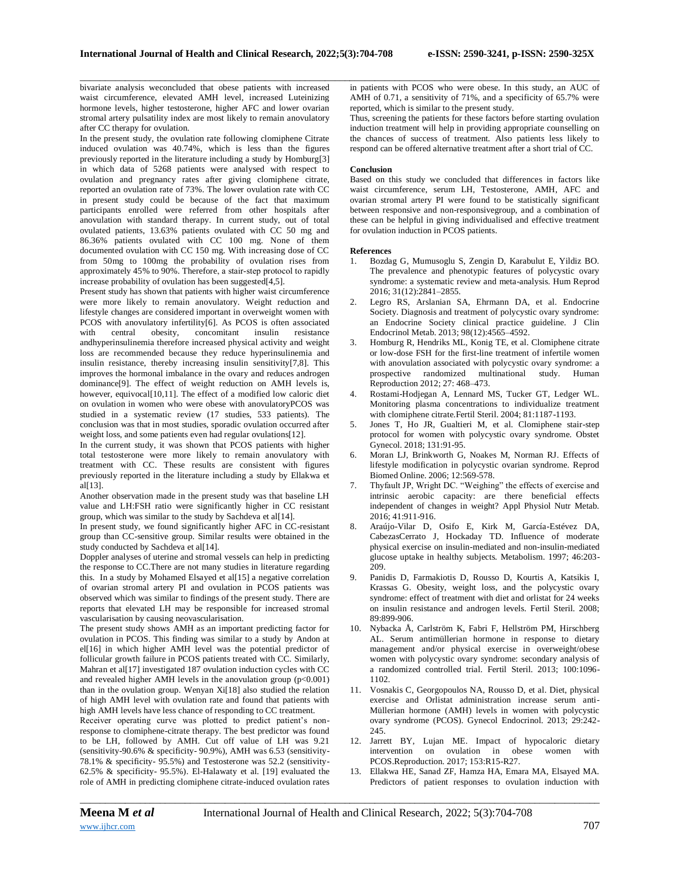bivariate analysis weconcluded that obese patients with increased waist circumference, elevated AMH level, increased Luteinizing hormone levels, higher testosterone, higher AFC and lower ovarian stromal artery pulsatility index are most likely to remain anovulatory after CC therapy for ovulation.

In the present study, the ovulation rate following clomiphene Citrate induced ovulation was 40.74%, which is less than the figures previously reported in the literature including a study by Homburg[3] in which data of 5268 patients were analysed with respect to ovulation and pregnancy rates after giving clomiphene citrate, reported an ovulation rate of 73%. The lower ovulation rate with CC in present study could be because of the fact that maximum participants enrolled were referred from other hospitals after anovulation with standard therapy. In current study, out of total ovulated patients, 13.63% patients ovulated with CC 50 mg and 86.36% patients ovulated with CC 100 mg. None of them documented ovulation with CC 150 mg. With increasing dose of CC from 50mg to 100mg the probability of ovulation rises from approximately 45% to 90%. Therefore, a stair-step protocol to rapidly increase probability of ovulation has been suggested[4,5].

Present study has shown that patients with higher waist circumference were more likely to remain anovulatory. Weight reduction and lifestyle changes are considered important in overweight women with PCOS with anovulatory infertility[6]. As PCOS is often associated with central obesity, concomitant insulin resistance andhyperinsulinemia therefore increased physical activity and weight loss are recommended because they reduce hyperinsulinemia and insulin resistance, thereby increasing insulin sensitivity[7,8]. This improves the hormonal imbalance in the ovary and reduces androgen dominance[9]. The effect of weight reduction on AMH levels is, however, equivocal[10,11]. The effect of a modified low caloric diet on ovulation in women who were obese with anovulatoryPCOS was studied in a systematic review (17 studies, 533 patients). The conclusion was that in most studies, sporadic ovulation occurred after weight loss, and some patients even had regular ovulations[12].

In the current study, it was shown that PCOS patients with higher total testosterone were more likely to remain anovulatory with treatment with CC. These results are consistent with figures previously reported in the literature including a study by Ellakwa et al[13].

Another observation made in the present study was that baseline LH value and LH:FSH ratio were significantly higher in CC resistant group, which was similar to the study by Sachdeva et al[14].

In present study, we found significantly higher AFC in CC-resistant group than CC-sensitive group. Similar results were obtained in the study conducted by Sachdeva et al[14].

Doppler analyses of uterine and stromal vessels can help in predicting the response to CC.There are not many studies in literature regarding this. In a study by Mohamed Elsayed et al[15] a negative correlation of ovarian stromal artery PI and ovulation in PCOS patients was observed which was similar to findings of the present study. There are reports that elevated LH may be responsible for increased stromal vascularisation by causing neovascularisation.

The present study shows AMH as an important predicting factor for ovulation in PCOS. This finding was similar to a study by Andon at el[16] in which higher AMH level was the potential predictor of follicular growth failure in PCOS patients treated with CC. Similarly, Mahran et al[17] investigated 187 ovulation induction cycles with CC and revealed higher AMH levels in the anovulation group ($p<0.001$) than in the ovulation group. Wenyan Xi[18] also studied the relation of high AMH level with ovulation rate and found that patients with high AMH levels have less chance of responding to CC treatment.

Receiver operating curve was plotted to predict patient's non-response to clomiphene-citrate therapy. The best predictor was found to be LH, followed by AMH. Cut off value of LH was 9.21 (sensitivity-90.6% & specificity- 90.9%), AMH was 6.53 (sensitivity-78.1% & specificity- 95.5%) and Testosterone was 52.2 (sensitivity-62.5% & specificity- 95.5%). El-Halawaty et al. [19] evaluated the role of AMH in predicting clomiphene citrate-induced ovulation rates in patients with PCOS who were obese. In this study, an AUC of AMH of 0.71, a sensitivity of 71%, and a specificity of 65.7% were reported, which is similar to the present study.

Thus, screening the patients for these factors before starting ovulation induction treatment will help in providing appropriate counselling on the chances of success of treatment. Also patients less likely to respond can be offered alternative treatment after a short trial of CC.

## Conclusion

Based on this study we concluded that differences in factors like waist circumference, serum LH, Testosterone, AMH, AFC and ovarian stromal artery PI were found to be statistically significant between responsive and non-responsivegroup, and a combination of these can be helpful in giving individualised and effective treatment for ovulation induction in PCOS patients.

## References

1. Bozdag G, Mumusoglu S, Zengin D, Karabulut E, Yildiz BO. The prevalence and phenotypic features of polycystic ovary syndrome: a systematic review and meta-analysis. Hum Reprod 2016; 31(12):2841–2855.
2. Legro RS, Arslanian SA, Ehrmann DA, et al. Endocrine Society. Diagnosis and treatment of polycystic ovary syndrome: an Endocrine Society clinical practice guideline. J Clin Endocrinol Metab. 2013; 98(12):4565–4592.
3. Homburg R, Hendriks ML, Konig TE, et al. Clomiphene citrate or low-dose FSH for the first-line treatment of infertile women with anovulation associated with polycystic ovary syndrome: a prospective randomized multinational study. Human Reproduction 2012; 27: 468–473.
4. Rostami-Hodjegan A, Lennard MS, Tucker GT, Ledger WL. Monitoring plasma concentrations to individualize treatment with clomiphene citrate.Fertil Steril. 2004; 81:1187-1193.
5. Jones T, Ho JR, Gualtieri M, et al. Clomiphene stair-step protocol for women with polycystic ovary syndrome. Obstet Gynecol. 2018; 131:91-95.
6. Moran LJ, Brinkworth G, Noakes M, Norman RJ. Effects of lifestyle modification in polycystic ovarian syndrome. Reprod Biomed Online. 2006; 12:569-578.
7. Thyfault JP, Wright DC. "Weighing" the effects of exercise and intrinsic aerobic capacity: are there beneficial effects independent of changes in weight? Appl Physiol Nutr Metab. 2016; 41:911-916.
8. Araújo-Vilar D, Osifo E, Kirk M, García-Estévez DA, CabezasCerrato J, Hockaday TD. Influence of moderate physical exercise on insulin-mediated and non-insulin-mediated glucose uptake in healthy subjects. Metabolism. 1997; 46:203-209.
9. Panidis D, Farmakiotis D, Rousso D, Kourtis A, Katsikis I, Krassas G. Obesity, weight loss, and the polycystic ovary syndrome: effect of treatment with diet and orlistat for 24 weeks on insulin resistance and androgen levels. Fertil Steril. 2008; 89:899-906.
10. Nybacka Å, Carlström K, Fabri F, Hellström PM, Hirschberg AL. Serum antimüllerian hormone in response to dietary management and/or physical exercise in overweight/obese women with polycystic ovary syndrome: secondary analysis of a randomized controlled trial. Fertil Steril. 2013; 100:1096-1102.
11. Vosnakis C, Georgopoulos NA, Rousso D, et al. Diet, physical exercise and Orlistat administration increase serum anti-Müllerian hormone (AMH) levels in women with polycystic ovary syndrome (PCOS). Gynecol Endocrinol. 2013; 29:242-245.
12. Jarrett BY, Lujan ME. Impact of hypocaloric dietary intervention on ovulation in obese women with PCOS.Reproduction. 2017; 153:R15-R27.
13. Ellakwa HE, Sanad ZF, Hamza HA, Emara MA, Elsayed MA. Predictors of patient responses to ovulation induction with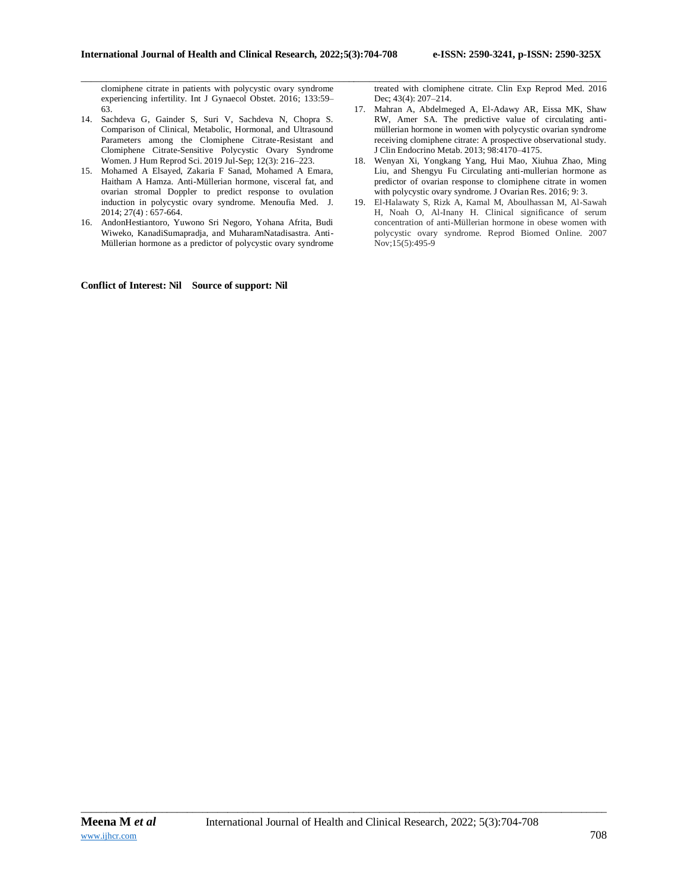clomiphene citrate in patients with polycystic ovary syndrome experiencing infertility. Int J Gynaecol Obstet. 2016; 133:59–63.

14. Sachdeva G, Gainder S, Suri V, Sachdeva N, Chopra S. Comparison of Clinical, Metabolic, Hormonal, and Ultrasound Parameters among the Clomiphene Citrate-Resistant and Clomiphene Citrate-Sensitive Polycystic Ovary Syndrome Women. J Hum Reprod Sci. 2019 Jul-Sep; 12(3): 216–223.
15. Mohamed A Elsayed, Zakaria F Sanad, Mohamed A Emara, Haitham A Hamza. Anti-Müllerian hormone, visceral fat, and ovarian stromal Doppler to predict response to ovulation induction in polycystic ovary syndrome. Menoufia Med. J. 2014; 27(4) : 657-664.
16. AndonHestiantoro, Yuwono Sri Negoro, Yohana Afrita, Budi Wiweko, KanadiSumapradja, and MuharamNatadisastra. Anti-Müllerian hormone as a predictor of polycystic ovary syndrome treated with clomiphene citrate. Clin Exp Reprod Med. 2016 Dec; 43(4): 207–214.
17. Mahran A, Abdelmeged A, El-Adawy AR, Eissa MK, Shaw RW, Amer SA. The predictive value of circulating anti-müllerian hormone in women with polycystic ovarian syndrome receiving clomiphene citrate: A prospective observational study. J Clin Endocrino Metab. 2013; 98:4170–4175.
18. Wenyan Xi, Yongkang Yang, Hui Mao, Xiuhua Zhao, Ming Liu, and Shengyu Fu Circulating anti-mullerian hormone as predictor of ovarian response to clomiphene citrate in women with polycystic ovary syndrome. J Ovarian Res. 2016; 9: 3.
19. El-Halawaty S, Rizk A, Kamal M, Aboulhassan M, Al-Sawah H, Noah O, Al-Inany H. Clinical significance of serum concentration of anti-Müllerian hormone in obese women with polycystic ovary syndrome. Reprod Biomed Online. 2007 Nov;15(5):495-9

**Conflict of Interest: Nil Source of support: Nil**